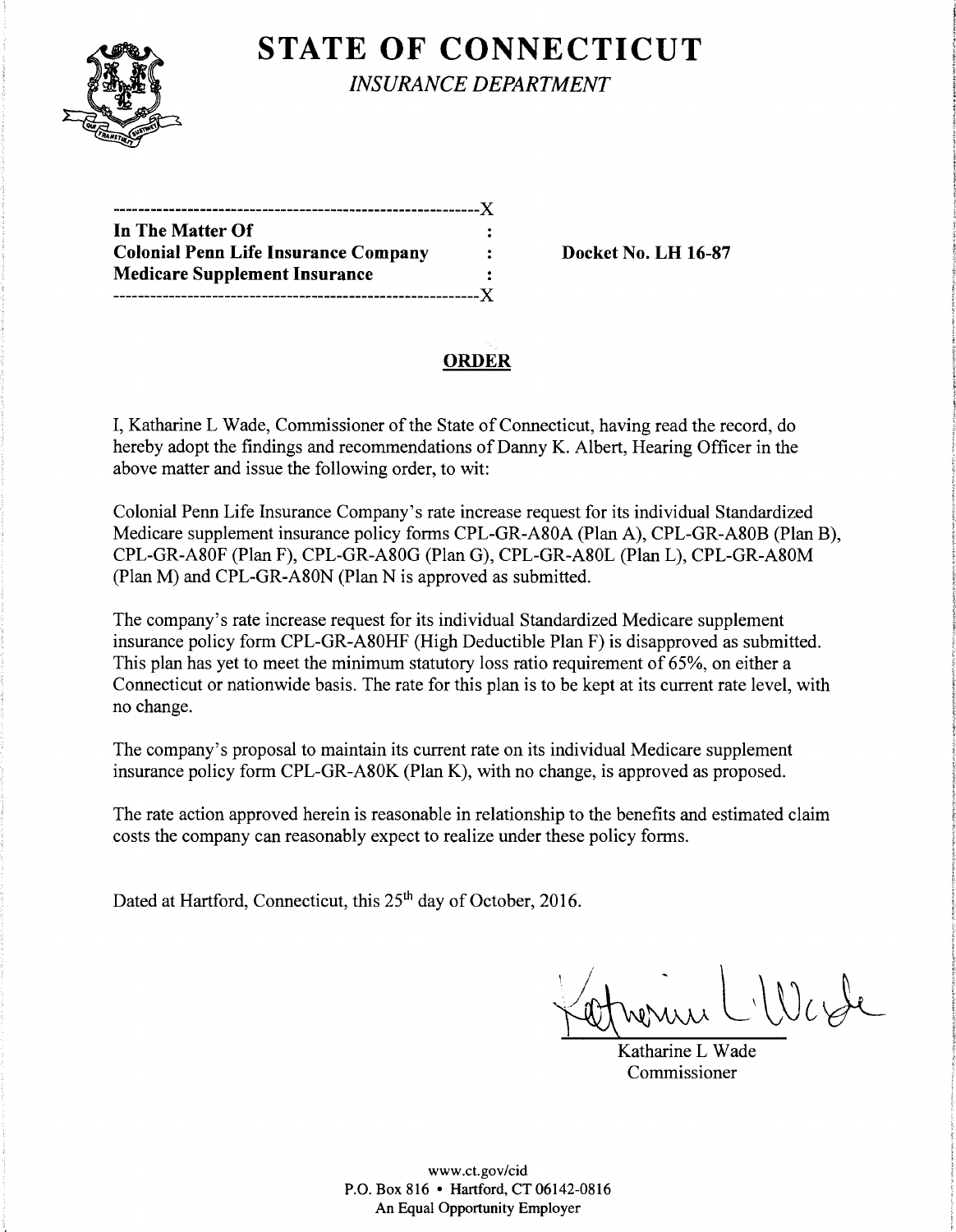# STATE OF CONNECTICUT

*INSURANCE DEPARTMENT*

---------------------------------------------------------X
**In The Matter Of** :
**Colonial Penn Life Insurance Company** : **Docket No. LH 16-87**
**Medicare Supplement Insurance** :
---------------------------------------------------------X

## ORDER

I, Katharine L Wade, Commissioner of the State of Connecticut, having read the record, do hereby adopt the findings and recommendations of Danny K. Albert, Hearing Officer in the above matter and issue the following order, to wit:

Colonial Penn Life Insurance Company's rate increase request for its individual Standardized Medicare supplement insurance policy forms CPL-GR-A80A (Plan A), CPL-GR-A80B (Plan B), CPL-GR-A80F (Plan F), CPL-GR-A80G (Plan G), CPL-GR-A80L (Plan L), CPL-GR-A80M (Plan M) and CPL-GR-A80N (Plan N is approved as submitted.

The company's rate increase request for its individual Standardized Medicare supplement insurance policy form CPL-GR-A80HF (High Deductible Plan F) is disapproved as submitted. This plan has yet to meet the minimum statutory loss ratio requirement of 65%, on either a Connecticut or nationwide basis. The rate for this plan is to be kept at its current rate level, with no change.

The company's proposal to maintain its current rate on its individual Medicare supplement insurance policy form CPL-GR-A80K (Plan K), with no change, is approved as proposed.

The rate action approved herein is reasonable in relationship to the benefits and estimated claim costs the company can reasonably expect to realize under these policy forms.

Dated at Hartford, Connecticut, this 25th day of October, 2016.

Katharine L Wade
Commissioner

www.ct.gov/cid
P.O. Box 816 • Hartford, CT 06142-0816
An Equal Opportunity Employer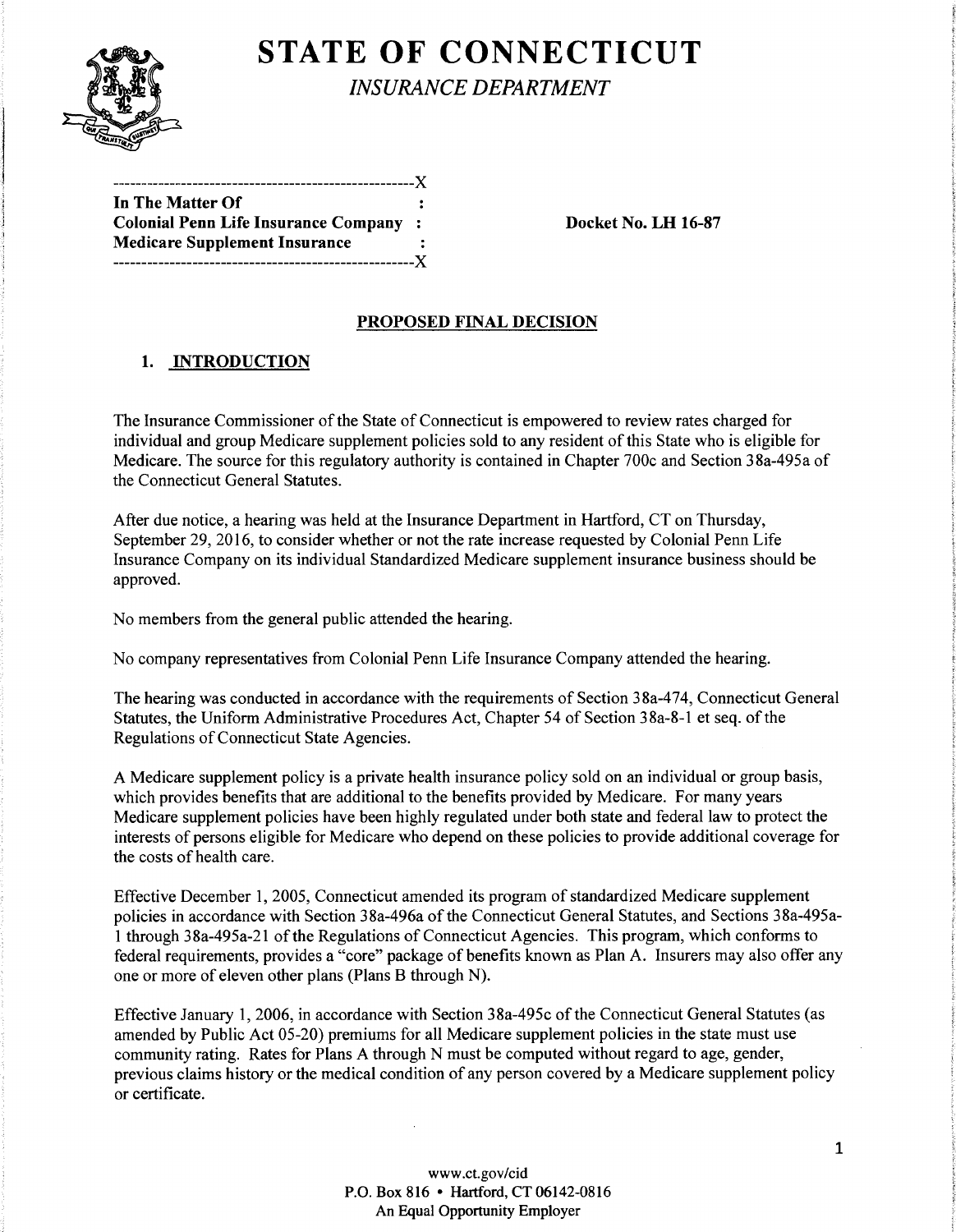# STATE OF CONNECTICUT

*INSURANCE DEPARTMENT*

```
----------------------------------------------------X
In The Matter Of                                    :
Colonial Penn Life Insurance Company  :
Medicare Supplement Insurance               :
----------------------------------------------------X
```

**In The Matter Of**
**Colonial Penn Life Insurance Company**
**Medicare Supplement Insurance**

**Docket No. LH 16-87**

## PROPOSED FINAL DECISION

### 1. INTRODUCTION

The Insurance Commissioner of the State of Connecticut is empowered to review rates charged for individual and group Medicare supplement policies sold to any resident of this State who is eligible for Medicare. The source for this regulatory authority is contained in Chapter 700c and Section 38a-495a of the Connecticut General Statutes.

After due notice, a hearing was held at the Insurance Department in Hartford, CT on Thursday, September 29, 2016, to consider whether or not the rate increase requested by Colonial Penn Life Insurance Company on its individual Standardized Medicare supplement insurance business should be approved.

No members from the general public attended the hearing.

No company representatives from Colonial Penn Life Insurance Company attended the hearing.

The hearing was conducted in accordance with the requirements of Section 38a-474, Connecticut General Statutes, the Uniform Administrative Procedures Act, Chapter 54 of Section 38a-8-1 et seq. of the Regulations of Connecticut State Agencies.

A Medicare supplement policy is a private health insurance policy sold on an individual or group basis, which provides benefits that are additional to the benefits provided by Medicare. For many years Medicare supplement policies have been highly regulated under both state and federal law to protect the interests of persons eligible for Medicare who depend on these policies to provide additional coverage for the costs of health care.

Effective December 1, 2005, Connecticut amended its program of standardized Medicare supplement policies in accordance with Section 38a-496a of the Connecticut General Statutes, and Sections 38a-495a-1 through 38a-495a-21 of the Regulations of Connecticut Agencies. This program, which conforms to federal requirements, provides a "core" package of benefits known as Plan A. Insurers may also offer any one or more of eleven other plans (Plans B through N).

Effective January 1, 2006, in accordance with Section 38a-495c of the Connecticut General Statutes (as amended by Public Act 05-20) premiums for all Medicare supplement policies in the state must use community rating. Rates for Plans A through N must be computed without regard to age, gender, previous claims history or the medical condition of any person covered by a Medicare supplement policy or certificate.

www.ct.gov/cid
P.O. Box 816 • Hartford, CT 06142-0816
An Equal Opportunity Employer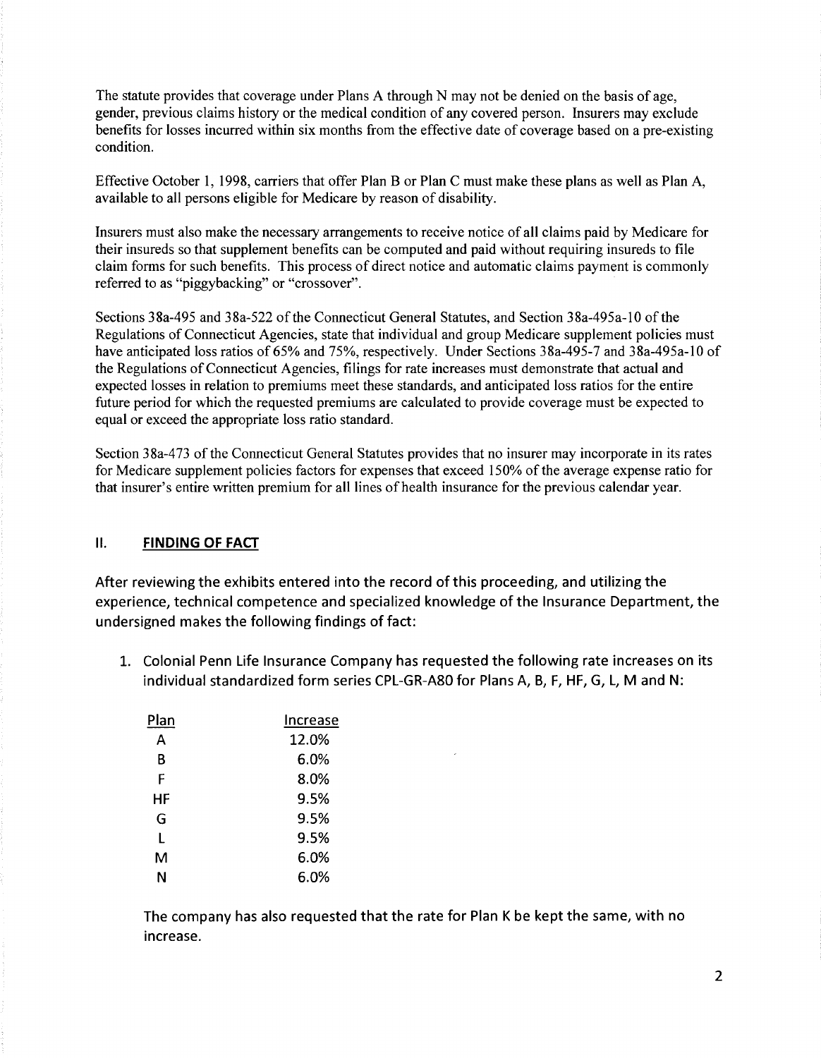The statute provides that coverage under Plans A through N may not be denied on the basis of age, gender, previous claims history or the medical condition of any covered person. Insurers may exclude benefits for losses incurred within six months from the effective date of coverage based on a pre-existing condition.

Effective October 1, 1998, carriers that offer Plan B or Plan C must make these plans as well as Plan A, available to all persons eligible for Medicare by reason of disability.

Insurers must also make the necessary arrangements to receive notice of all claims paid by Medicare for their insureds so that supplement benefits can be computed and paid without requiring insureds to file claim forms for such benefits. This process of direct notice and automatic claims payment is commonly referred to as "piggybacking" or "crossover".

Sections 38a-495 and 38a-522 of the Connecticut General Statutes, and Section 38a-495a-10 of the Regulations of Connecticut Agencies, state that individual and group Medicare supplement policies must have anticipated loss ratios of 65% and 75%, respectively. Under Sections 38a-495-7 and 38a-495a-10 of the Regulations of Connecticut Agencies, filings for rate increases must demonstrate that actual and expected losses in relation to premiums meet these standards, and anticipated loss ratios for the entire future period for which the requested premiums are calculated to provide coverage must be expected to equal or exceed the appropriate loss ratio standard.

Section 38a-473 of the Connecticut General Statutes provides that no insurer may incorporate in its rates for Medicare supplement policies factors for expenses that exceed 150% of the average expense ratio for that insurer's entire written premium for all lines of health insurance for the previous calendar year.

## II. FINDING OF FACT

After reviewing the exhibits entered into the record of this proceeding, and utilizing the experience, technical competence and specialized knowledge of the Insurance Department, the undersigned makes the following findings of fact:

1. Colonial Penn Life Insurance Company has requested the following rate increases on its individual standardized form series CPL-GR-A80 for Plans A, B, F, HF, G, L, M and N:

| Plan | Increase |
|---|---|
| A | 12.0% |
| B | 6.0% |
| F | 8.0% |
| HF | 9.5% |
| G | 9.5% |
| L | 9.5% |
| M | 6.0% |
| N | 6.0% |

   The company has also requested that the rate for Plan K be kept the same, with no increase.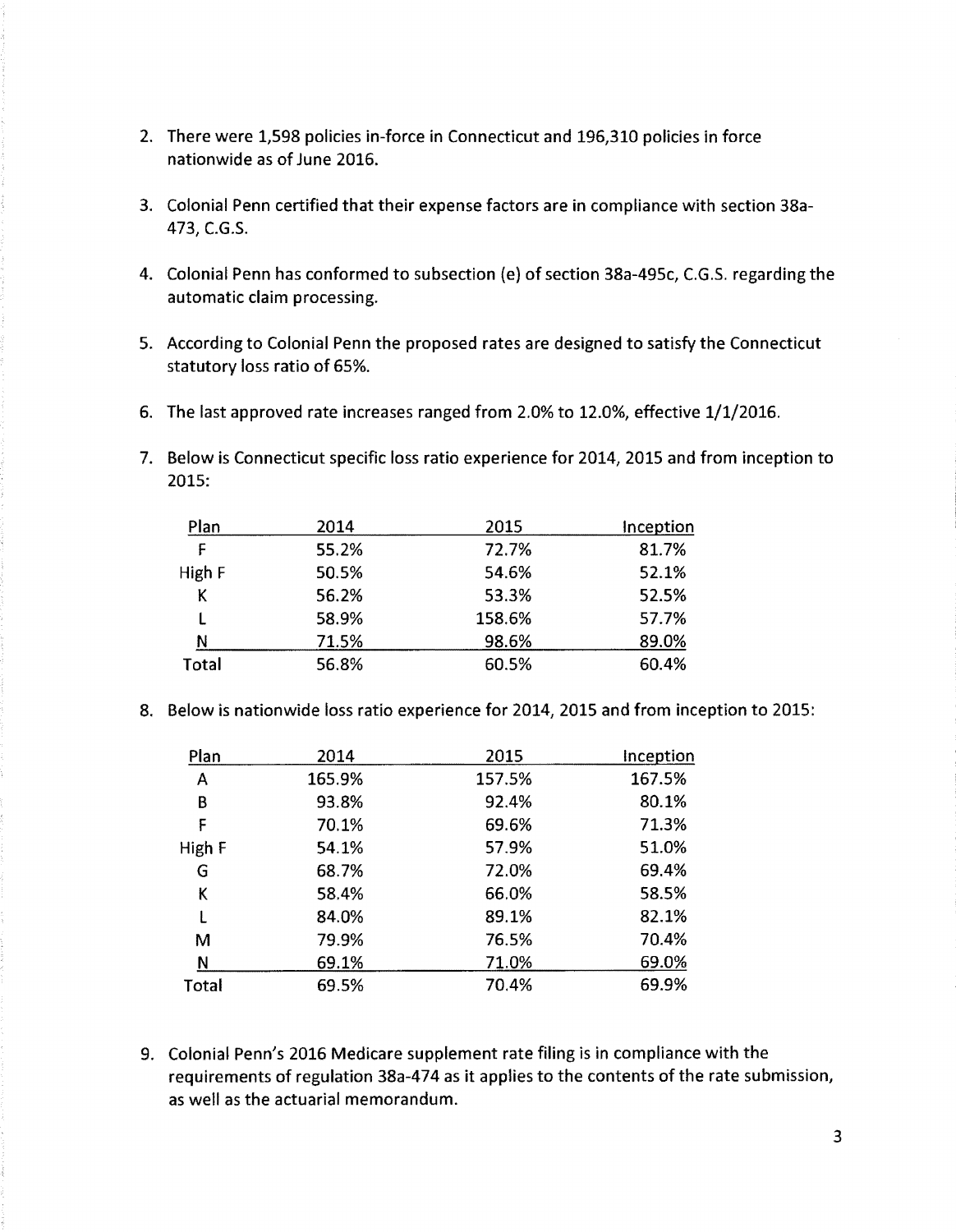2. There were 1,598 policies in-force in Connecticut and 196,310 policies in force nationwide as of June 2016.

3. Colonial Penn certified that their expense factors are in compliance with section 38a-473, C.G.S.

4. Colonial Penn has conformed to subsection (e) of section 38a-495c, C.G.S. regarding the automatic claim processing.

5. According to Colonial Penn the proposed rates are designed to satisfy the Connecticut statutory loss ratio of 65%.

6. The last approved rate increases ranged from 2.0% to 12.0%, effective 1/1/2016.

7. Below is Connecticut specific loss ratio experience for 2014, 2015 and from inception to 2015:

| Plan | 2014 | 2015 | Inception |
|---|---|---|---|
| F | 55.2% | 72.7% | 81.7% |
| High F | 50.5% | 54.6% | 52.1% |
| K | 56.2% | 53.3% | 52.5% |
| L | 58.9% | 158.6% | 57.7% |
| N | 71.5% | 98.6% | 89.0% |
| Total | 56.8% | 60.5% | 60.4% |

8. Below is nationwide loss ratio experience for 2014, 2015 and from inception to 2015:

| Plan | 2014 | 2015 | Inception |
|---|---|---|---|
| A | 165.9% | 157.5% | 167.5% |
| B | 93.8% | 92.4% | 80.1% |
| F | 70.1% | 69.6% | 71.3% |
| High F | 54.1% | 57.9% | 51.0% |
| G | 68.7% | 72.0% | 69.4% |
| K | 58.4% | 66.0% | 58.5% |
| L | 84.0% | 89.1% | 82.1% |
| M | 79.9% | 76.5% | 70.4% |
| N | 69.1% | 71.0% | 69.0% |
| Total | 69.5% | 70.4% | 69.9% |

9. Colonial Penn's 2016 Medicare supplement rate filing is in compliance with the requirements of regulation 38a-474 as it applies to the contents of the rate submission, as well as the actuarial memorandum.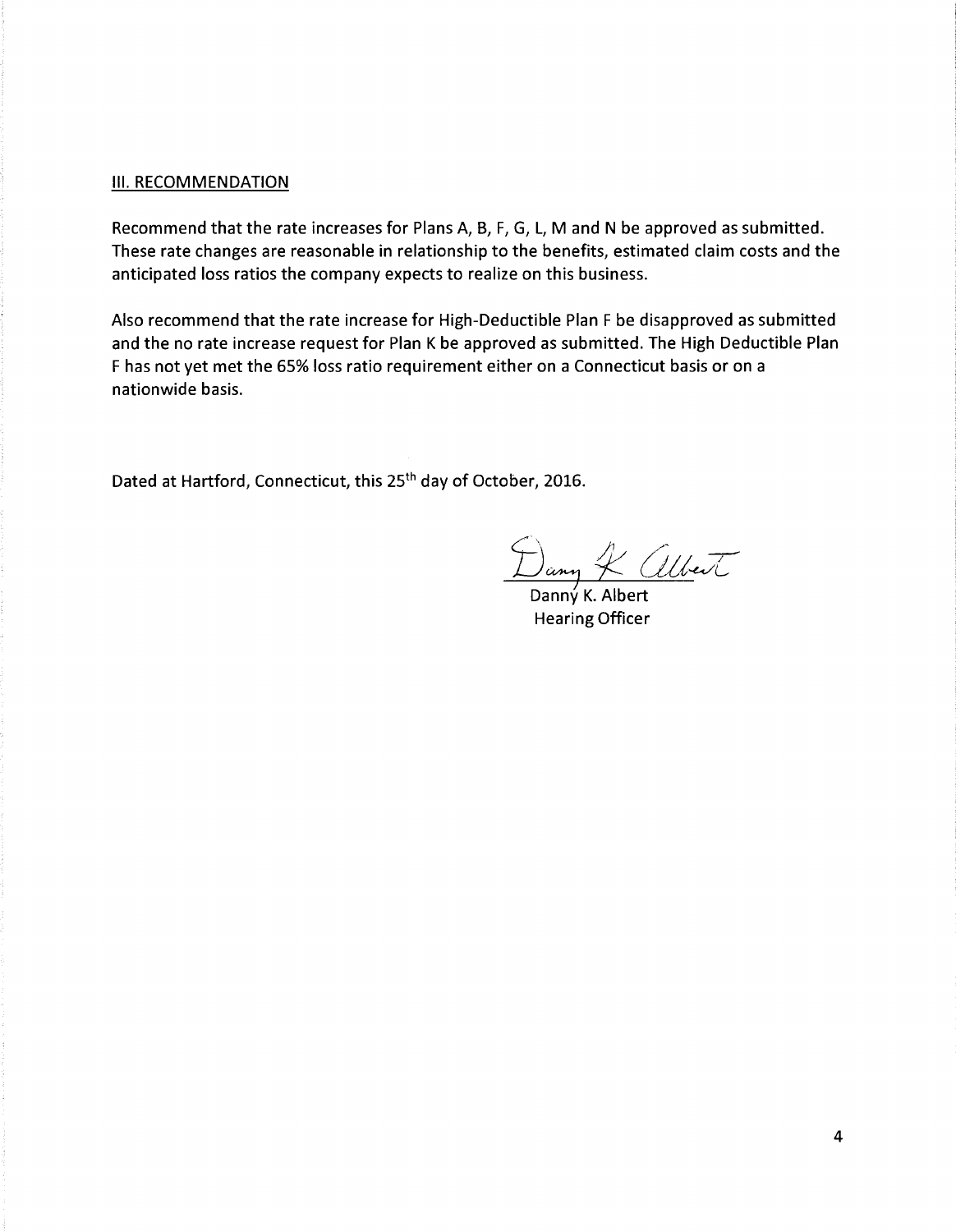## III. RECOMMENDATION

Recommend that the rate increases for Plans A, B, F, G, L, M and N be approved as submitted. These rate changes are reasonable in relationship to the benefits, estimated claim costs and the anticipated loss ratios the company expects to realize on this business.

Also recommend that the rate increase for High-Deductible Plan F be disapproved as submitted and the no rate increase request for Plan K be approved as submitted. The High Deductible Plan F has not yet met the 65% loss ratio requirement either on a Connecticut basis or on a nationwide basis.

Dated at Hartford, Connecticut, this 25th day of October, 2016.

Danny K. Albert
Hearing Officer